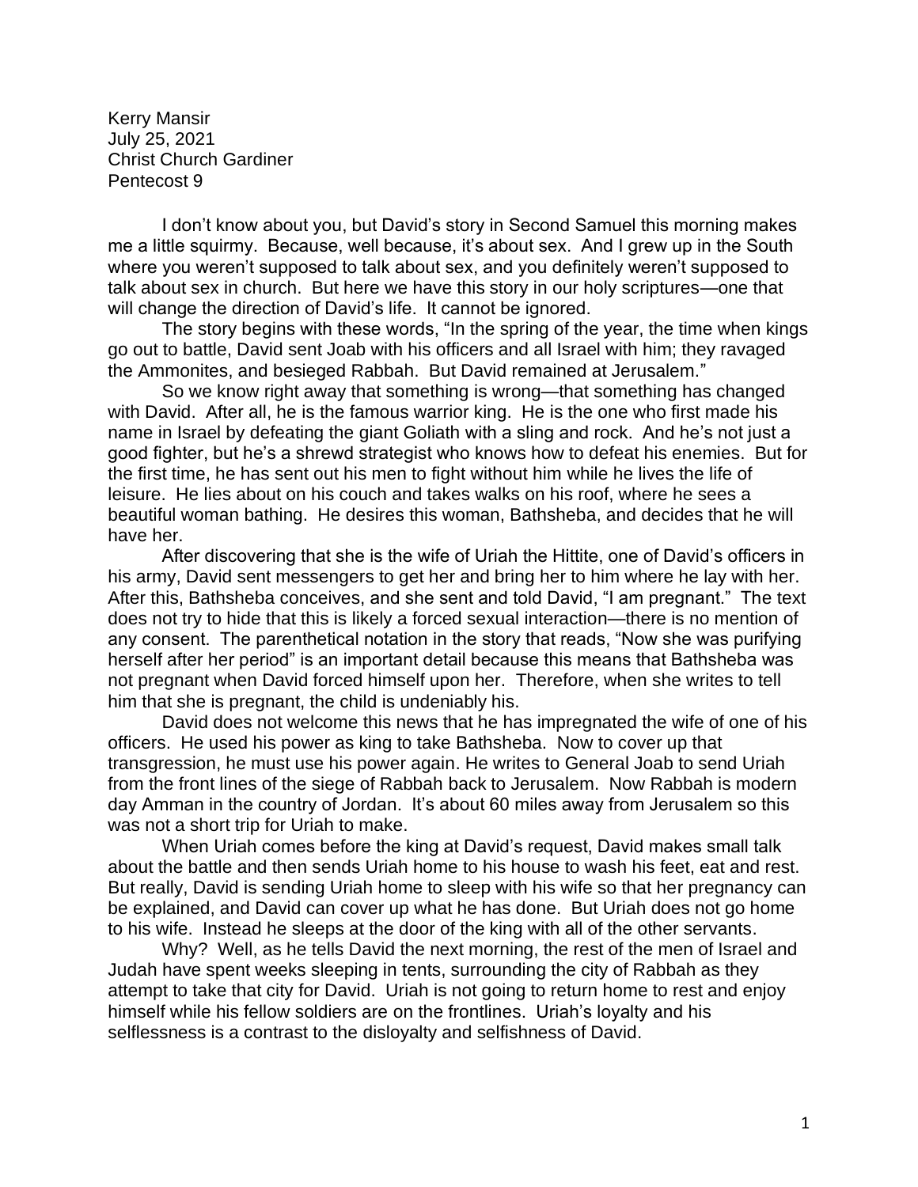Kerry Mansir  
July 25, 2021  
Christ Church Gardiner  
Pentecost 9

I don't know about you, but David's story in Second Samuel this morning makes me a little squirmy. Because, well because, it's about sex. And I grew up in the South where you weren't supposed to talk about sex, and you definitely weren't supposed to talk about sex in church. But here we have this story in our holy scriptures—one that will change the direction of David's life. It cannot be ignored.

The story begins with these words, "In the spring of the year, the time when kings go out to battle, David sent Joab with his officers and all Israel with him; they ravaged the Ammonites, and besieged Rabbah. But David remained at Jerusalem."

So we know right away that something is wrong—that something has changed with David. After all, he is the famous warrior king. He is the one who first made his name in Israel by defeating the giant Goliath with a sling and rock. And he's not just a good fighter, but he's a shrewd strategist who knows how to defeat his enemies. But for the first time, he has sent out his men to fight without him while he lives the life of leisure. He lies about on his couch and takes walks on his roof, where he sees a beautiful woman bathing. He desires this woman, Bathsheba, and decides that he will have her.

After discovering that she is the wife of Uriah the Hittite, one of David's officers in his army, David sent messengers to get her and bring her to him where he lay with her. After this, Bathsheba conceives, and she sent and told David, "I am pregnant." The text does not try to hide that this is likely a forced sexual interaction—there is no mention of any consent. The parenthetical notation in the story that reads, "Now she was purifying herself after her period" is an important detail because this means that Bathsheba was not pregnant when David forced himself upon her. Therefore, when she writes to tell him that she is pregnant, the child is undeniably his.

David does not welcome this news that he has impregnated the wife of one of his officers. He used his power as king to take Bathsheba. Now to cover up that transgression, he must use his power again. He writes to General Joab to send Uriah from the front lines of the siege of Rabbah back to Jerusalem. Now Rabbah is modern day Amman in the country of Jordan. It's about 60 miles away from Jerusalem so this was not a short trip for Uriah to make.

When Uriah comes before the king at David's request, David makes small talk about the battle and then sends Uriah home to his house to wash his feet, eat and rest. But really, David is sending Uriah home to sleep with his wife so that her pregnancy can be explained, and David can cover up what he has done. But Uriah does not go home to his wife. Instead he sleeps at the door of the king with all of the other servants.

Why? Well, as he tells David the next morning, the rest of the men of Israel and Judah have spent weeks sleeping in tents, surrounding the city of Rabbah as they attempt to take that city for David. Uriah is not going to return home to rest and enjoy himself while his fellow soldiers are on the frontlines. Uriah's loyalty and his selflessness is a contrast to the disloyalty and selfishness of David.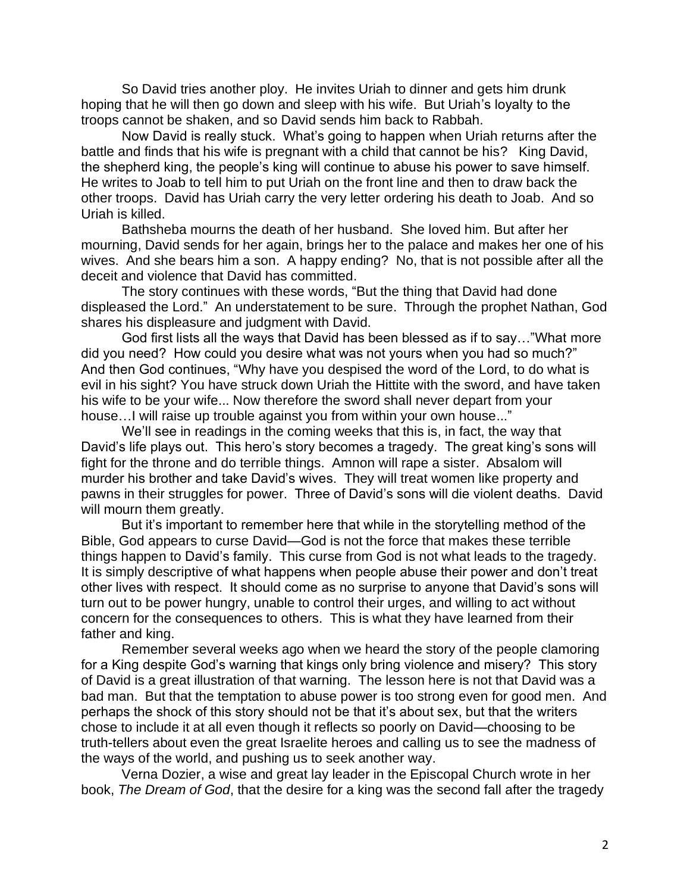So David tries another ploy. He invites Uriah to dinner and gets him drunk hoping that he will then go down and sleep with his wife. But Uriah's loyalty to the troops cannot be shaken, and so David sends him back to Rabbah.

Now David is really stuck. What's going to happen when Uriah returns after the battle and finds that his wife is pregnant with a child that cannot be his? King David, the shepherd king, the people's king will continue to abuse his power to save himself. He writes to Joab to tell him to put Uriah on the front line and then to draw back the other troops. David has Uriah carry the very letter ordering his death to Joab. And so Uriah is killed.

Bathsheba mourns the death of her husband. She loved him. But after her mourning, David sends for her again, brings her to the palace and makes her one of his wives. And she bears him a son. A happy ending? No, that is not possible after all the deceit and violence that David has committed.

The story continues with these words, "But the thing that David had done displeased the Lord." An understatement to be sure. Through the prophet Nathan, God shares his displeasure and judgment with David.

God first lists all the ways that David has been blessed as if to say…"What more did you need? How could you desire what was not yours when you had so much?" And then God continues, "Why have you despised the word of the Lord, to do what is evil in his sight? You have struck down Uriah the Hittite with the sword, and have taken his wife to be your wife... Now therefore the sword shall never depart from your house…I will raise up trouble against you from within your own house..."

We'll see in readings in the coming weeks that this is, in fact, the way that David's life plays out. This hero's story becomes a tragedy. The great king's sons will fight for the throne and do terrible things. Amnon will rape a sister. Absalom will murder his brother and take David's wives. They will treat women like property and pawns in their struggles for power. Three of David's sons will die violent deaths. David will mourn them greatly.

But it's important to remember here that while in the storytelling method of the Bible, God appears to curse David—God is not the force that makes these terrible things happen to David's family. This curse from God is not what leads to the tragedy. It is simply descriptive of what happens when people abuse their power and don't treat other lives with respect. It should come as no surprise to anyone that David's sons will turn out to be power hungry, unable to control their urges, and willing to act without concern for the consequences to others. This is what they have learned from their father and king.

Remember several weeks ago when we heard the story of the people clamoring for a King despite God's warning that kings only bring violence and misery? This story of David is a great illustration of that warning. The lesson here is not that David was a bad man. But that the temptation to abuse power is too strong even for good men. And perhaps the shock of this story should not be that it's about sex, but that the writers chose to include it at all even though it reflects so poorly on David—choosing to be truth-tellers about even the great Israelite heroes and calling us to see the madness of the ways of the world, and pushing us to seek another way.

Verna Dozier, a wise and great lay leader in the Episcopal Church wrote in her book, *The Dream of God*, that the desire for a king was the second fall after the tragedy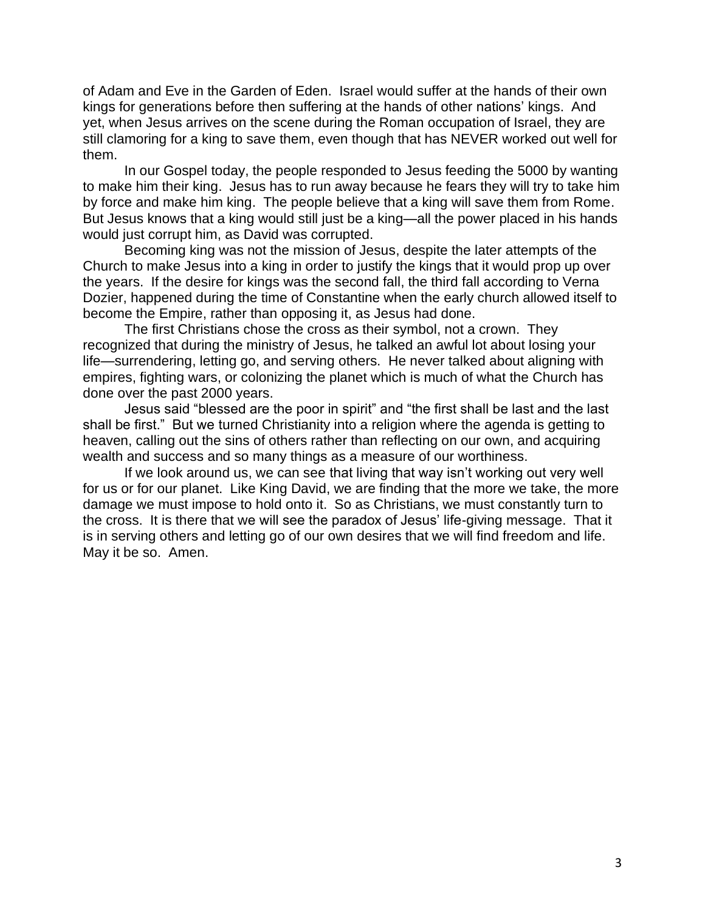of Adam and Eve in the Garden of Eden. Israel would suffer at the hands of their own kings for generations before then suffering at the hands of other nations' kings. And yet, when Jesus arrives on the scene during the Roman occupation of Israel, they are still clamoring for a king to save them, even though that has NEVER worked out well for them.

In our Gospel today, the people responded to Jesus feeding the 5000 by wanting to make him their king. Jesus has to run away because he fears they will try to take him by force and make him king. The people believe that a king will save them from Rome. But Jesus knows that a king would still just be a king—all the power placed in his hands would just corrupt him, as David was corrupted.

Becoming king was not the mission of Jesus, despite the later attempts of the Church to make Jesus into a king in order to justify the kings that it would prop up over the years. If the desire for kings was the second fall, the third fall according to Verna Dozier, happened during the time of Constantine when the early church allowed itself to become the Empire, rather than opposing it, as Jesus had done.

The first Christians chose the cross as their symbol, not a crown. They recognized that during the ministry of Jesus, he talked an awful lot about losing your life—surrendering, letting go, and serving others. He never talked about aligning with empires, fighting wars, or colonizing the planet which is much of what the Church has done over the past 2000 years.

Jesus said "blessed are the poor in spirit" and "the first shall be last and the last shall be first." But we turned Christianity into a religion where the agenda is getting to heaven, calling out the sins of others rather than reflecting on our own, and acquiring wealth and success and so many things as a measure of our worthiness.

If we look around us, we can see that living that way isn't working out very well for us or for our planet. Like King David, we are finding that the more we take, the more damage we must impose to hold onto it. So as Christians, we must constantly turn to the cross. It is there that we will see the paradox of Jesus' life-giving message. That it is in serving others and letting go of our own desires that we will find freedom and life. May it be so. Amen.